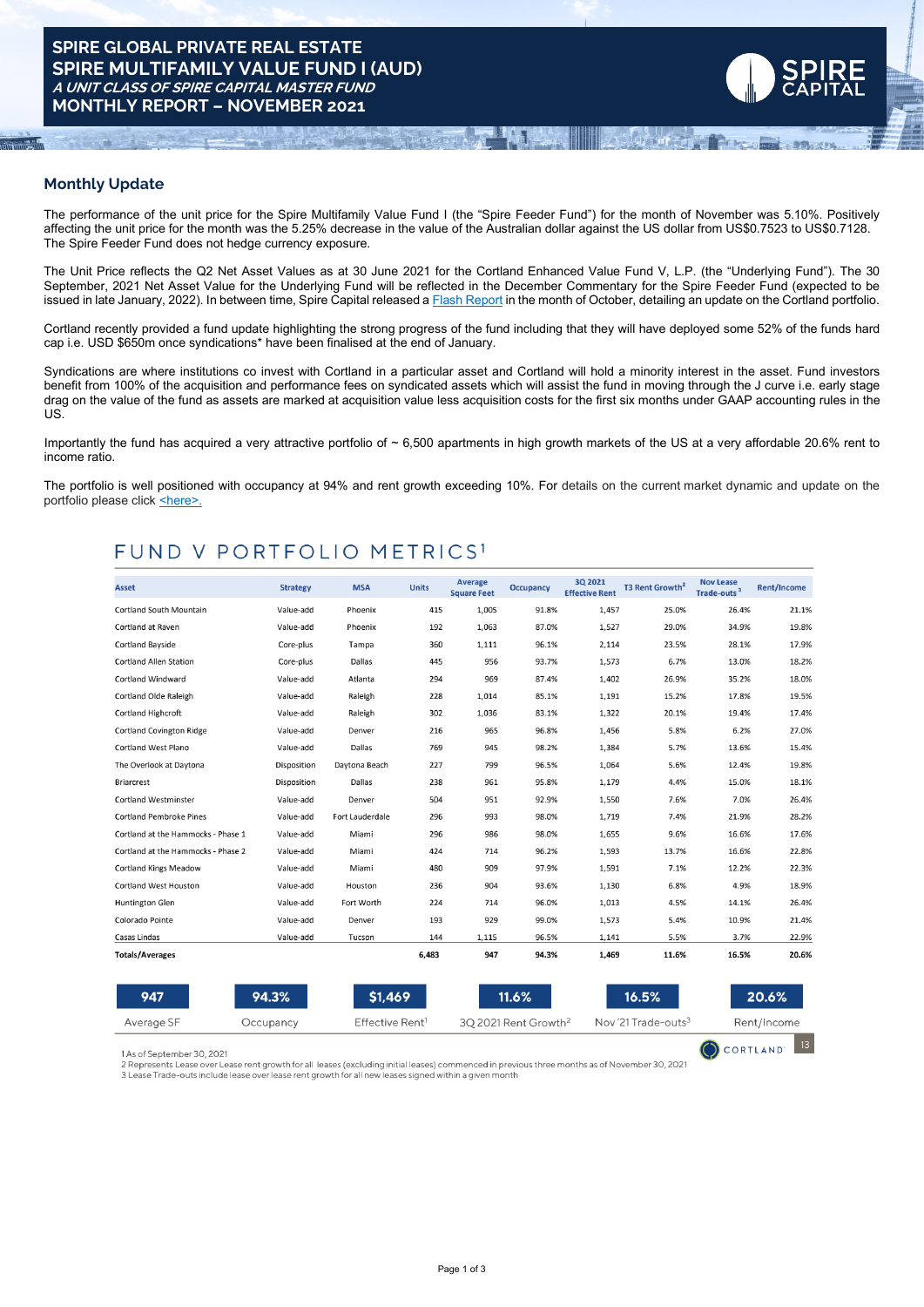# SPIRE GLOBAL PRIVATE REAL ESTATE
# SPIRE MULTIFAMILY VALUE FUND I (AUD)
***A UNIT CLASS OF SPIRE CAPITAL MASTER FUND***
## MONTHLY REPORT – NOVEMBER 2021

## Monthly Update

The performance of the unit price for the Spire Multifamily Value Fund I (the "Spire Feeder Fund") for the month of November was 5.10%. Positively affecting the unit price for the month was the 5.25% decrease in the value of the Australian dollar against the US dollar from US$0.7523 to US$0.7128. The Spire Feeder Fund does not hedge currency exposure.

The Unit Price reflects the Q2 Net Asset Values as at 30 June 2021 for the Cortland Enhanced Value Fund V, L.P. (the "Underlying Fund"). The 30 September, 2021 Net Asset Value for the Underlying Fund will be reflected in the December Commentary for the Spire Feeder Fund (expected to be issued in late January, 2022). In between time, Spire Capital released a Flash Report in the month of October, detailing an update on the Cortland portfolio.

Cortland recently provided a fund update highlighting the strong progress of the fund including that they will have deployed some 52% of the funds hard cap i.e. USD $650m once syndications* have been finalised at the end of January.

Syndications are where institutions co invest with Cortland in a particular asset and Cortland will hold a minority interest in the asset. Fund investors benefit from 100% of the acquisition and performance fees on syndicated assets which will assist the fund in moving through the J curve i.e. early stage drag on the value of the fund as assets are marked at acquisition value less acquisition costs for the first six months under GAAP accounting rules in the US.

Importantly the fund has acquired a very attractive portfolio of ~ 6,500 apartments in high growth markets of the US at a very affordable 20.6% rent to income ratio.

The portfolio is well positioned with occupancy at 94% and rent growth exceeding 10%. For details on the current market dynamic and update on the portfolio please click <here>.

## FUND V PORTFOLIO METRICS[1]

| Asset | Strategy | MSA | Units | Average Square Feet | Occupancy | 3Q 2021 Effective Rent | T3 Rent Growth[2] | Nov Lease Trade-outs[3] | Rent/Income |
|---|---|---|---|---|---|---|---|---|---|
| Cortland South Mountain | Value-add | Phoenix | 415 | 1,005 | 91.8% | 1,457 | 25.0% | 26.4% | 21.1% |
| Cortland at Raven | Value-add | Phoenix | 192 | 1,063 | 87.0% | 1,527 | 29.0% | 34.9% | 19.8% |
| Cortland Bayside | Core-plus | Tampa | 360 | 1,111 | 96.1% | 2,114 | 23.5% | 28.1% | 17.9% |
| Cortland Allen Station | Core-plus | Dallas | 445 | 956 | 93.7% | 1,573 | 6.7% | 13.0% | 18.2% |
| Cortland Windward | Value-add | Atlanta | 294 | 969 | 87.4% | 1,402 | 26.9% | 35.2% | 18.0% |
| Cortland Olde Raleigh | Value-add | Raleigh | 228 | 1,014 | 85.1% | 1,191 | 15.2% | 17.8% | 19.5% |
| Cortland Highcroft | Value-add | Raleigh | 302 | 1,036 | 83.1% | 1,322 | 20.1% | 19.4% | 17.4% |
| Cortland Covington Ridge | Value-add | Denver | 216 | 965 | 96.8% | 1,456 | 5.8% | 6.2% | 27.0% |
| Cortland West Plano | Value-add | Dallas | 769 | 945 | 98.2% | 1,384 | 5.7% | 13.6% | 15.4% |
| The Overlook at Daytona | Disposition | Daytona Beach | 227 | 799 | 96.5% | 1,064 | 5.6% | 12.4% | 19.8% |
| Briarcrest | Disposition | Dallas | 238 | 961 | 95.8% | 1,179 | 4.4% | 15.0% | 18.1% |
| Cortland Westminster | Value-add | Denver | 504 | 951 | 92.9% | 1,550 | 7.6% | 7.0% | 26.4% |
| Cortland Pembroke Pines | Value-add | Fort Lauderdale | 296 | 993 | 98.0% | 1,719 | 7.4% | 21.9% | 28.2% |
| Cortland at the Hammocks - Phase 1 | Value-add | Miami | 296 | 986 | 98.0% | 1,655 | 9.6% | 16.6% | 17.6% |
| Cortland at the Hammocks - Phase 2 | Value-add | Miami | 424 | 714 | 96.2% | 1,593 | 13.7% | 16.6% | 22.8% |
| Cortland Kings Meadow | Value-add | Miami | 480 | 909 | 97.9% | 1,591 | 7.1% | 12.2% | 22.3% |
| Cortland West Houston | Value-add | Houston | 236 | 904 | 93.6% | 1,130 | 6.8% | 4.9% | 18.9% |
| Huntington Glen | Value-add | Fort Worth | 224 | 714 | 96.0% | 1,013 | 4.5% | 14.1% | 26.4% |
| Colorado Pointe | Value-add | Denver | 193 | 929 | 99.0% | 1,573 | 5.4% | 10.9% | 21.4% |
| Casas Lindas | Value-add | Tucson | 144 | 1,115 | 96.5% | 1,141 | 5.5% | 3.7% | 22.9% |
| **Totals/Averages** | | | **6,483** | **947** | **94.3%** | **1,469** | **11.6%** | **16.5%** | **20.6%** |

| 947 | 94.3% | $1,469 | 11.6% | 16.5% | 20.6% |
|---|---|---|---|---|---|
| Average SF | Occupancy | Effective Rent[1] | 3Q 2021 Rent Growth[2] | Nov '21 Trade-outs[3] | Rent/Income |

1 As of September 30, 2021
2 Represents Lease over Lease rent growth for all leases (excluding initial leases) commenced in previous three months as of November 30, 2021
3 Lease Trade-outs include lease over lease rent growth for all new leases signed within a given month

CORTLAND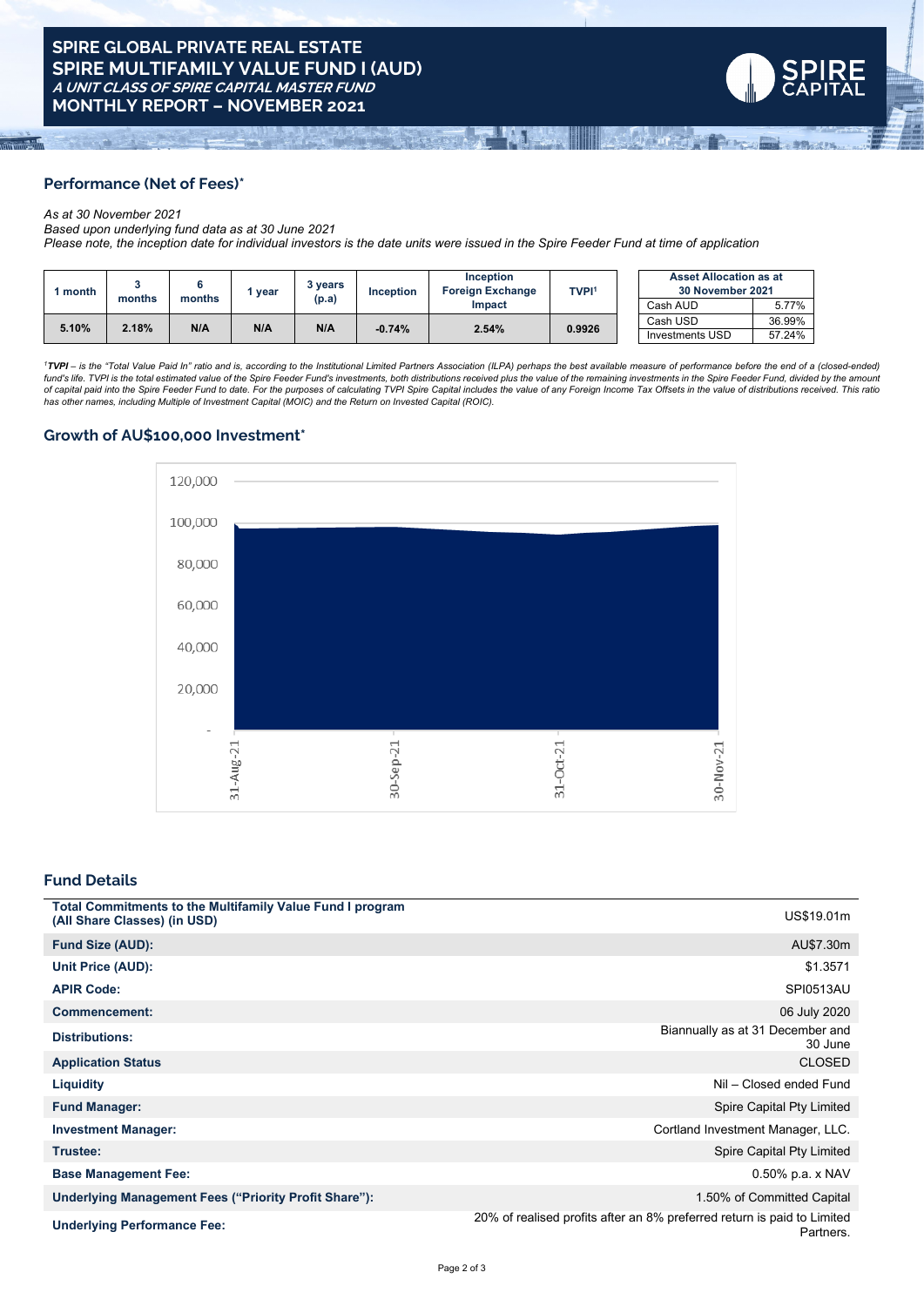# SPIRE GLOBAL PRIVATE REAL ESTATE
# SPIRE MULTIFAMILY VALUE FUND I (AUD)
***A UNIT CLASS OF SPIRE CAPITAL MASTER FUND***
**MONTHLY REPORT – NOVEMBER 2021**

## Performance (Net of Fees)*

*As at 30 November 2021*
*Based upon underlying fund data as at 30 June 2021*
*Please note, the inception date for individual investors is the date units were issued in the Spire Feeder Fund at time of application*

| 1 month | 3 months | 6 months | 1 year | 3 years (p.a) | Inception | Inception Foreign Exchange Impact | TVPI[1] |
|---|---|---|---|---|---|---|---|
| 5.10% | 2.18% | N/A | N/A | N/A | -0.74% | 2.54% | 0.9926 |

| Asset Allocation as at 30 November 2021 | |
|---|---|
| Cash AUD | 5.77% |
| Cash USD | 36.99% |
| Investments USD | 57.24% |

*[1]**TVPI** – is the "Total Value Paid In" ratio and is, according to the Institutional Limited Partners Association (ILPA) perhaps the best available measure of performance before the end of a (closed-ended) fund's life. TVPI is the total estimated value of the Spire Feeder Fund's investments, both distributions received plus the value of the remaining investments in the Spire Feeder Fund, divided by the amount of capital paid into the Spire Feeder Fund to date. For the purposes of calculating TVPI Spire Capital includes the value of any Foreign Income Tax Offsets in the value of distributions received. This ratio has other names, including Multiple of Investment Capital (MOIC) and the Return on Invested Capital (ROIC).*

## Growth of AU$100,000 Investment*

## Fund Details

| | |
|---|---|
| **Total Commitments to the Multifamily Value Fund I program (All Share Classes) (in USD)** | US$19.01m |
| **Fund Size (AUD):** | AU$7.30m |
| **Unit Price (AUD):** | $1.3571 |
| **APIR Code:** | SPI0513AU |
| **Commencement:** | 06 July 2020 |
| **Distributions:** | Biannually as at 31 December and 30 June |
| **Application Status** | CLOSED |
| **Liquidity** | Nil – Closed ended Fund |
| **Fund Manager:** | Spire Capital Pty Limited |
| **Investment Manager:** | Cortland Investment Manager, LLC. |
| **Trustee:** | Spire Capital Pty Limited |
| **Base Management Fee:** | 0.50% p.a. x NAV |
| **Underlying Management Fees ("Priority Profit Share"):** | 1.50% of Committed Capital |
| **Underlying Performance Fee:** | 20% of realised profits after an 8% preferred return is paid to Limited Partners. |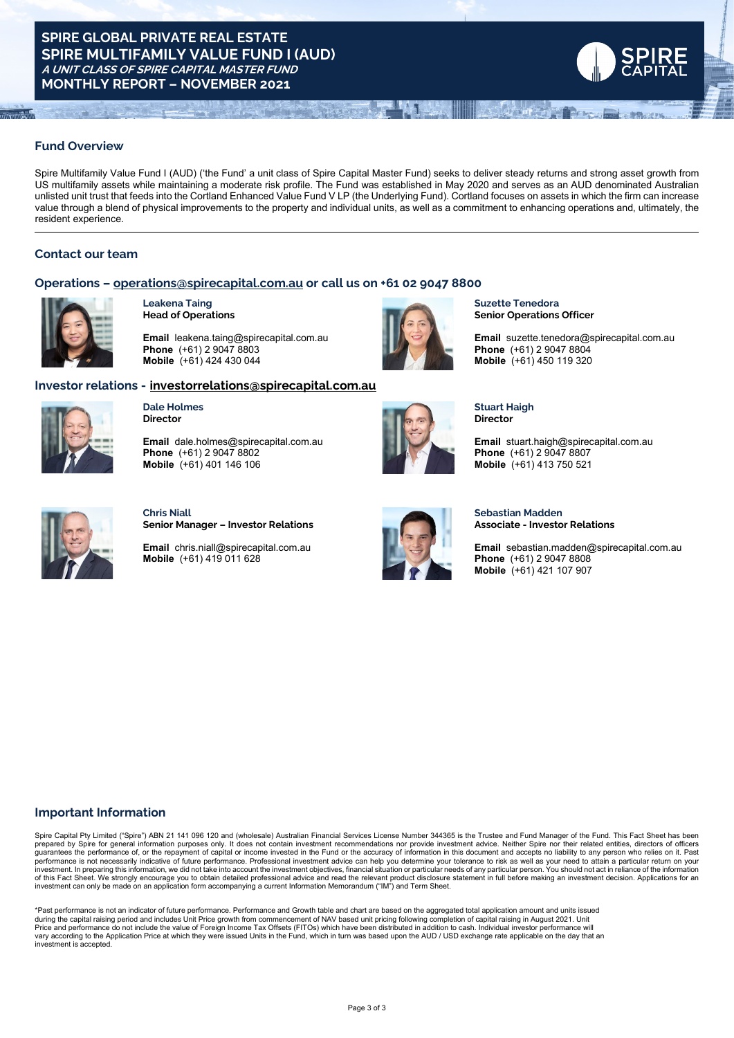# SPIRE GLOBAL PRIVATE REAL ESTATE
# SPIRE MULTIFAMILY VALUE FUND I (AUD)
*A UNIT CLASS OF SPIRE CAPITAL MASTER FUND*
**MONTHLY REPORT – NOVEMBER 2021**

## Fund Overview

Spire Multifamily Value Fund I (AUD) ('the Fund' a unit class of Spire Capital Master Fund) seeks to deliver steady returns and strong asset growth from US multifamily assets while maintaining a moderate risk profile. The Fund was established in May 2020 and serves as an AUD denominated Australian unlisted unit trust that feeds into the Cortland Enhanced Value Fund V LP (the Underlying Fund). Cortland focuses on assets in which the firm can increase value through a blend of physical improvements to the property and individual units, as well as a commitment to enhancing operations and, ultimately, the resident experience.

## Contact our team

### Operations – operations@spirecapital.com.au or call us on +61 02 9047 8800

**Leakena Taing**
**Head of Operations**

**Email** leakena.taing@spirecapital.com.au
**Phone** (+61) 2 9047 8803
**Mobile** (+61) 424 430 044

**Suzette Tenedora**
**Senior Operations Officer**

**Email** suzette.tenedora@spirecapital.com.au
**Phone** (+61) 2 9047 8804
**Mobile** (+61) 450 119 320

### Investor relations - investorrelations@spirecapital.com.au

**Dale Holmes**
**Director**

**Email** dale.holmes@spirecapital.com.au
**Phone** (+61) 2 9047 8802
**Mobile** (+61) 401 146 106

**Stuart Haigh**
**Director**

**Email** stuart.haigh@spirecapital.com.au
**Phone** (+61) 2 9047 8807
**Mobile** (+61) 413 750 521

**Chris Niall**
**Senior Manager – Investor Relations**

**Email** chris.niall@spirecapital.com.au
**Mobile** (+61) 419 011 628

**Sebastian Madden**
**Associate - Investor Relations**

**Email** sebastian.madden@spirecapital.com.au
**Phone** (+61) 2 9047 8808
**Mobile** (+61) 421 107 907

## Important Information

Spire Capital Pty Limited ("Spire") ABN 21 141 096 120 and (wholesale) Australian Financial Services License Number 344365 is the Trustee and Fund Manager of the Fund. This Fact Sheet has been prepared by Spire for general information purposes only. It does not contain investment recommendations nor provide investment advice. Neither Spire nor their related entities, directors of officers guarantees the performance of, or the repayment of capital or income invested in the Fund or the accuracy of information in this document and accepts no liability to any person who relies on it. Past performance is not necessarily indicative of future performance. Professional investment advice can help you determine your tolerance to risk as well as your need to attain a particular return on your investment. In preparing this information, we did not take into account the investment objectives, financial situation or particular needs of any particular person. You should not act in reliance of the information of this Fact Sheet. We strongly encourage you to obtain detailed professional advice and read the relevant product disclosure statement in full before making an investment decision. Applications for an investment can only be made on an application form accompanying a current Information Memorandum ("IM") and Term Sheet.

*Past performance is not an indicator of future performance. Performance and Growth table and chart are based on the aggregated total application amount and units issued during the capital raising period and includes Unit Price growth from commencement of NAV based unit pricing following completion of capital raising in August 2021. Unit Price and performance do not include the value of Foreign Income Tax Offsets (FITOs) which have been distributed in addition to cash. Individual investor performance will vary according to the Application Price at which they were issued Units in the Fund, which in turn was based upon the AUD / USD exchange rate applicable on the day that an investment is accepted.